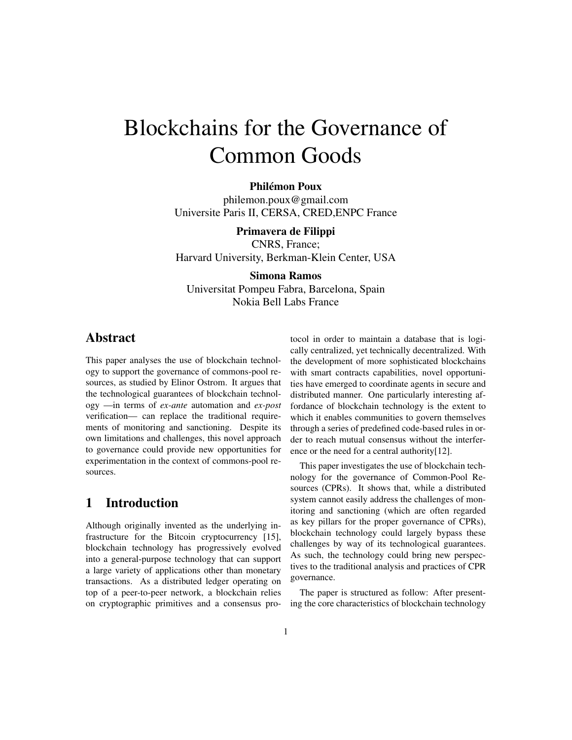# Blockchains for the Governance of Common Goods

**Philémon Poux**
philemon.poux@gmail.com
Universite Paris II, CERSA, CRED,ENPC France

**Primavera de Filippi**
CNRS, France;
Harvard University, Berkman-Klein Center, USA

**Simona Ramos**
Universitat Pompeu Fabra, Barcelona, Spain
Nokia Bell Labs France

## Abstract

This paper analyses the use of blockchain technology to support the governance of commons-pool resources, as studied by Elinor Ostrom. It argues that the technological guarantees of blockchain technology —in terms of *ex-ante* automation and *ex-post* verification— can replace the traditional requirements of monitoring and sanctioning. Despite its own limitations and challenges, this novel approach to governance could provide new opportunities for experimentation in the context of commons-pool resources.

## 1 Introduction

Although originally invented as the underlying infrastructure for the Bitcoin cryptocurrency [15], blockchain technology has progressively evolved into a general-purpose technology that can support a large variety of applications other than monetary transactions. As a distributed ledger operating on top of a peer-to-peer network, a blockchain relies on cryptographic primitives and a consensus protocol in order to maintain a database that is logically centralized, yet technically decentralized. With the development of more sophisticated blockchains with smart contracts capabilities, novel opportunities have emerged to coordinate agents in secure and distributed manner. One particularly interesting affordance of blockchain technology is the extent to which it enables communities to govern themselves through a series of predefined code-based rules in order to reach mutual consensus without the interference or the need for a central authority[12].

This paper investigates the use of blockchain technology for the governance of Common-Pool Resources (CPRs). It shows that, while a distributed system cannot easily address the challenges of monitoring and sanctioning (which are often regarded as key pillars for the proper governance of CPRs), blockchain technology could largely bypass these challenges by way of its technological guarantees. As such, the technology could bring new perspectives to the traditional analysis and practices of CPR governance.

The paper is structured as follow: After presenting the core characteristics of blockchain technology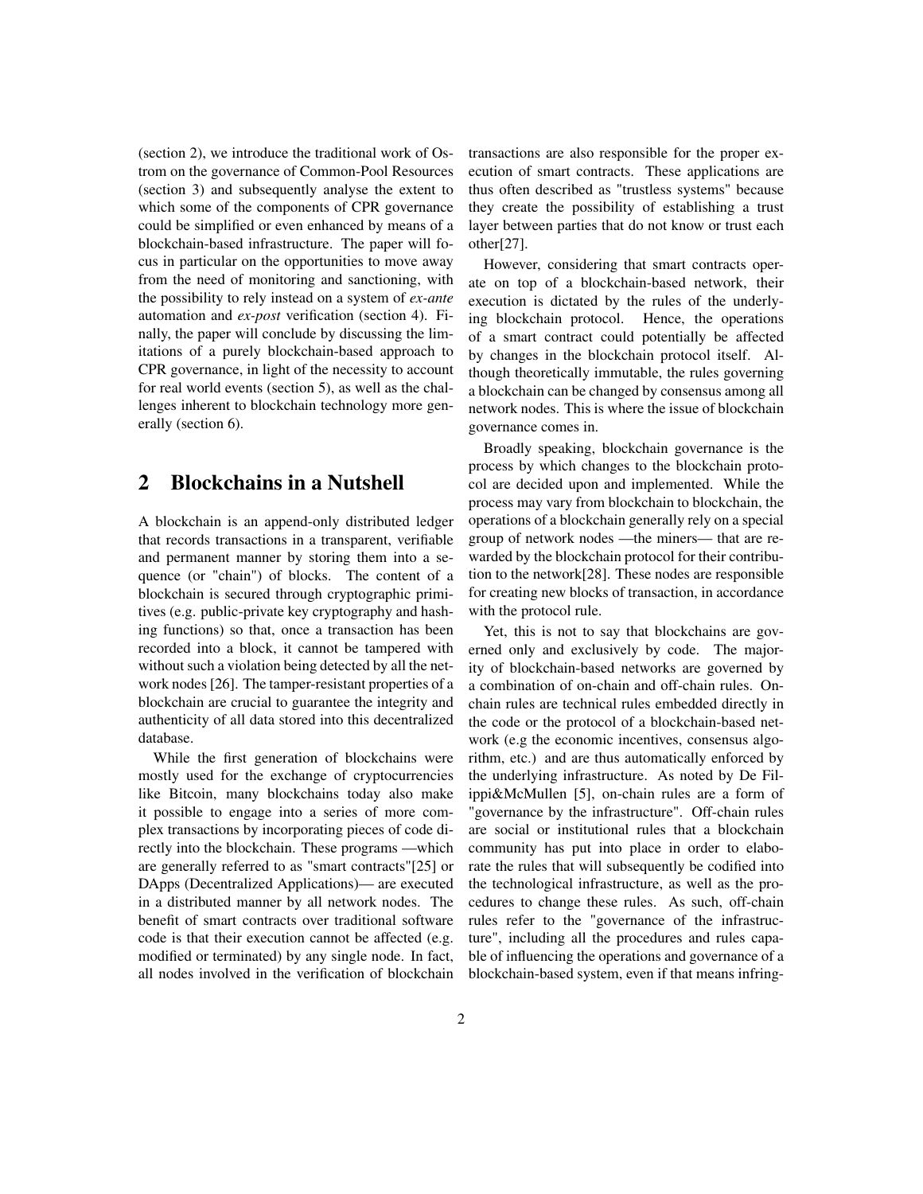(section 2), we introduce the traditional work of Ostrom on the governance of Common-Pool Resources (section 3) and subsequently analyse the extent to which some of the components of CPR governance could be simplified or even enhanced by means of a blockchain-based infrastructure. The paper will focus in particular on the opportunities to move away from the need of monitoring and sanctioning, with the possibility to rely instead on a system of *ex-ante* automation and *ex-post* verification (section 4). Finally, the paper will conclude by discussing the limitations of a purely blockchain-based approach to CPR governance, in light of the necessity to account for real world events (section 5), as well as the challenges inherent to blockchain technology more generally (section 6).

## 2 Blockchains in a Nutshell

A blockchain is an append-only distributed ledger that records transactions in a transparent, verifiable and permanent manner by storing them into a sequence (or "chain") of blocks. The content of a blockchain is secured through cryptographic primitives (e.g. public-private key cryptography and hashing functions) so that, once a transaction has been recorded into a block, it cannot be tampered with without such a violation being detected by all the network nodes [26]. The tamper-resistant properties of a blockchain are crucial to guarantee the integrity and authenticity of all data stored into this decentralized database.

While the first generation of blockchains were mostly used for the exchange of cryptocurrencies like Bitcoin, many blockchains today also make it possible to engage into a series of more complex transactions by incorporating pieces of code directly into the blockchain. These programs —which are generally referred to as "smart contracts"[25] or DApps (Decentralized Applications)— are executed in a distributed manner by all network nodes. The benefit of smart contracts over traditional software code is that their execution cannot be affected (e.g. modified or terminated) by any single node. In fact, all nodes involved in the verification of blockchain transactions are also responsible for the proper execution of smart contracts. These applications are thus often described as "trustless systems" because they create the possibility of establishing a trust layer between parties that do not know or trust each other[27].

However, considering that smart contracts operate on top of a blockchain-based network, their execution is dictated by the rules of the underlying blockchain protocol. Hence, the operations of a smart contract could potentially be affected by changes in the blockchain protocol itself. Although theoretically immutable, the rules governing a blockchain can be changed by consensus among all network nodes. This is where the issue of blockchain governance comes in.

Broadly speaking, blockchain governance is the process by which changes to the blockchain protocol are decided upon and implemented. While the process may vary from blockchain to blockchain, the operations of a blockchain generally rely on a special group of network nodes —the miners— that are rewarded by the blockchain protocol for their contribution to the network[28]. These nodes are responsible for creating new blocks of transaction, in accordance with the protocol rule.

Yet, this is not to say that blockchains are governed only and exclusively by code. The majority of blockchain-based networks are governed by a combination of on-chain and off-chain rules. On-chain rules are technical rules embedded directly in the code or the protocol of a blockchain-based network (e.g the economic incentives, consensus algorithm, etc.) and are thus automatically enforced by the underlying infrastructure. As noted by De Filippi&McMullen [5], on-chain rules are a form of "governance by the infrastructure". Off-chain rules are social or institutional rules that a blockchain community has put into place in order to elaborate the rules that will subsequently be codified into the technological infrastructure, as well as the procedures to change these rules. As such, off-chain rules refer to the "governance of the infrastructure", including all the procedures and rules capable of influencing the operations and governance of a blockchain-based system, even if that means infring-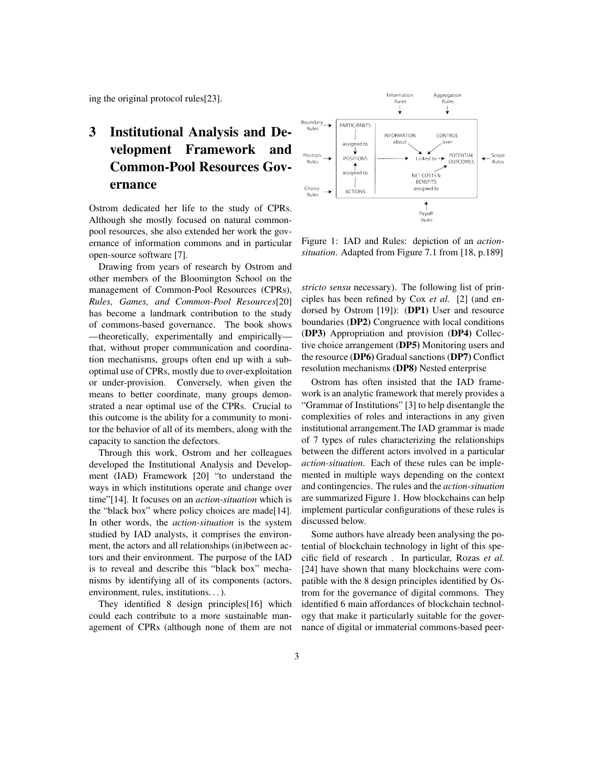ing the original protocol rules[23].

# 3 Institutional Analysis and Development Framework and Common-Pool Resources Governance

Ostrom dedicated her life to the study of CPRs. Although she mostly focused on natural common-pool resources, she also extended her work the governance of information commons and in particular open-source software [7].

Drawing from years of research by Ostrom and other members of the Bloomington School on the management of Common-Pool Resources (CPRs), *Rules, Games, and Common-Pool Resources*[20] has become a landmark contribution to the study of commons-based governance. The book shows —theoretically, experimentally and empirically— that, without proper communication and coordination mechanisms, groups often end up with a sub-optimal use of CPRs, mostly due to over-exploitation or under-provision. Conversely, when given the means to better coordinate, many groups demonstrated a near optimal use of the CPRs. Crucial to this outcome is the ability for a community to monitor the behavior of all of its members, along with the capacity to sanction the defectors.

Through this work, Ostrom and her colleagues developed the Institutional Analysis and Development (IAD) Framework [20] "to understand the ways in which institutions operate and change over time"[14]. It focuses on an *action-situation* which is the "black box" where policy choices are made[14]. In other words, the *action-situation* is the system studied by IAD analysts, it comprises the environment, the actors and all relationships (in)between actors and their environment. The purpose of the IAD is to reveal and describe this "black box" mechanisms by identifying all of its components (actors, environment, rules, institutions…).

They identified 8 design principles[16] which could each contribute to a more sustainable management of CPRs (although none of them are not *stricto sensu* necessary). The following list of principles has been refined by Cox *et al.* [2] (and endorsed by Ostrom [19]): **(DP1)** User and resource boundaries **(DP2)** Congruence with local conditions **(DP3)** Appropriation and provision **(DP4)** Collective choice arrangement **(DP5)** Monitoring users and the resource **(DP6)** Gradual sanctions **(DP7)** Conflict resolution mechanisms **(DP8)** Nested enterprise

Ostrom has often insisted that the IAD framework is an analytic framework that merely provides a "Grammar of Institutions" [3] to help disentangle the complexities of roles and interactions in any given institutional arrangement.The IAD grammar is made of 7 types of rules characterizing the relationships between the different actors involved in a particular *action-situation*. Each of these rules can be implemented in multiple ways depending on the context and contingencies. The rules and the *action-situation* are summarized Figure 1. How blockchains can help implement particular configurations of these rules is discussed below.

Figure 1: IAD and Rules: depiction of an *action-situation*. Adapted from Figure 7.1 from [18, p.189]

Some authors have already been analysing the potential of blockchain technology in light of this specific field of research . In particular, Rozas *et al.* [24] have shown that many blockchains were compatible with the 8 design principles identified by Ostrom for the governance of digital commons. They identified 6 main affordances of blockchain technology that make it particularly suitable for the governance of digital or immaterial commons-based peer-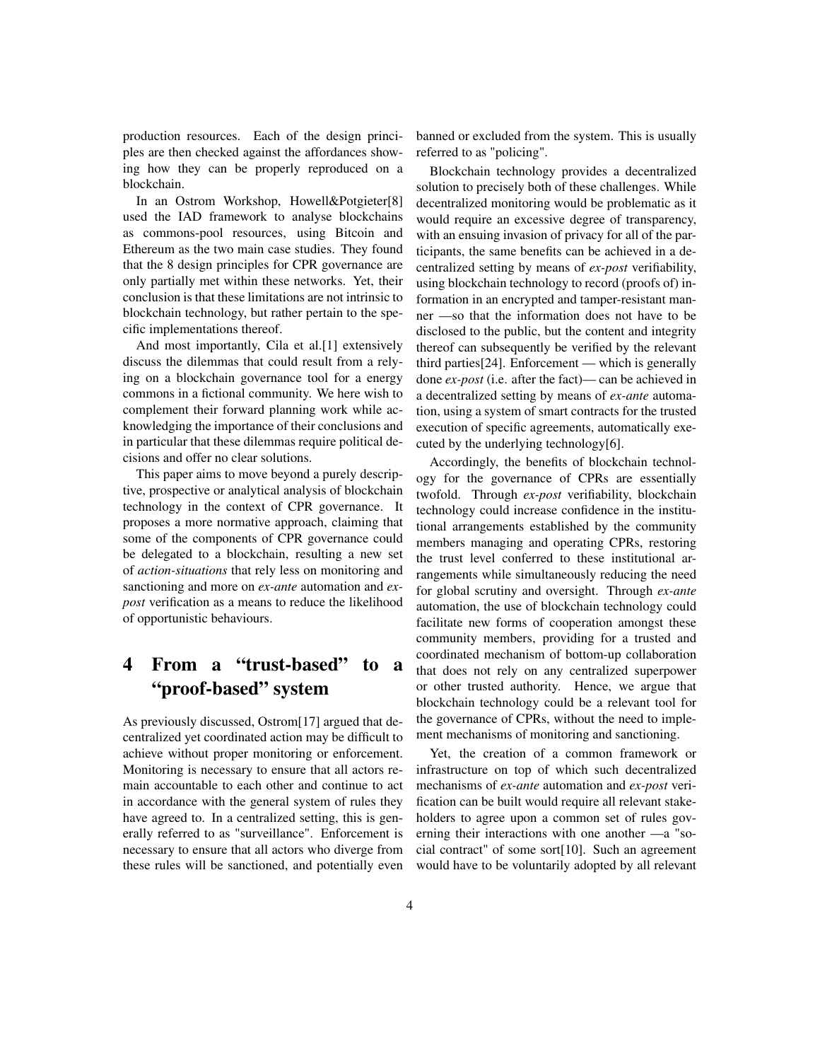production resources. Each of the design principles are then checked against the affordances showing how they can be properly reproduced on a blockchain.

In an Ostrom Workshop, Howell&Potgieter[8] used the IAD framework to analyse blockchains as commons-pool resources, using Bitcoin and Ethereum as the two main case studies. They found that the 8 design principles for CPR governance are only partially met within these networks. Yet, their conclusion is that these limitations are not intrinsic to blockchain technology, but rather pertain to the specific implementations thereof.

And most importantly, Cila et al.[1] extensively discuss the dilemmas that could result from a relying on a blockchain governance tool for a energy commons in a fictional community. We here wish to complement their forward planning work while acknowledging the importance of their conclusions and in particular that these dilemmas require political decisions and offer no clear solutions.

This paper aims to move beyond a purely descriptive, prospective or analytical analysis of blockchain technology in the context of CPR governance. It proposes a more normative approach, claiming that some of the components of CPR governance could be delegated to a blockchain, resulting a new set of *action-situations* that rely less on monitoring and sanctioning and more on *ex-ante* automation and *ex-post* verification as a means to reduce the likelihood of opportunistic behaviours.

# 4 From a "trust-based" to a "proof-based" system

As previously discussed, Ostrom[17] argued that decentralized yet coordinated action may be difficult to achieve without proper monitoring or enforcement. Monitoring is necessary to ensure that all actors remain accountable to each other and continue to act in accordance with the general system of rules they have agreed to. In a centralized setting, this is generally referred to as "surveillance". Enforcement is necessary to ensure that all actors who diverge from these rules will be sanctioned, and potentially even banned or excluded from the system. This is usually referred to as "policing".

Blockchain technology provides a decentralized solution to precisely both of these challenges. While decentralized monitoring would be problematic as it would require an excessive degree of transparency, with an ensuing invasion of privacy for all of the participants, the same benefits can be achieved in a decentralized setting by means of *ex-post* verifiability, using blockchain technology to record (proofs of) information in an encrypted and tamper-resistant manner —so that the information does not have to be disclosed to the public, but the content and integrity thereof can subsequently be verified by the relevant third parties[24]. Enforcement — which is generally done *ex-post* (i.e. after the fact)— can be achieved in a decentralized setting by means of *ex-ante* automation, using a system of smart contracts for the trusted execution of specific agreements, automatically executed by the underlying technology[6].

Accordingly, the benefits of blockchain technology for the governance of CPRs are essentially twofold. Through *ex-post* verifiability, blockchain technology could increase confidence in the institutional arrangements established by the community members managing and operating CPRs, restoring the trust level conferred to these institutional arrangements while simultaneously reducing the need for global scrutiny and oversight. Through *ex-ante* automation, the use of blockchain technology could facilitate new forms of cooperation amongst these community members, providing for a trusted and coordinated mechanism of bottom-up collaboration that does not rely on any centralized superpower or other trusted authority. Hence, we argue that blockchain technology could be a relevant tool for the governance of CPRs, without the need to implement mechanisms of monitoring and sanctioning.

Yet, the creation of a common framework or infrastructure on top of which such decentralized mechanisms of *ex-ante* automation and *ex-post* verification can be built would require all relevant stakeholders to agree upon a common set of rules governing their interactions with one another —a "social contract" of some sort[10]. Such an agreement would have to be voluntarily adopted by all relevant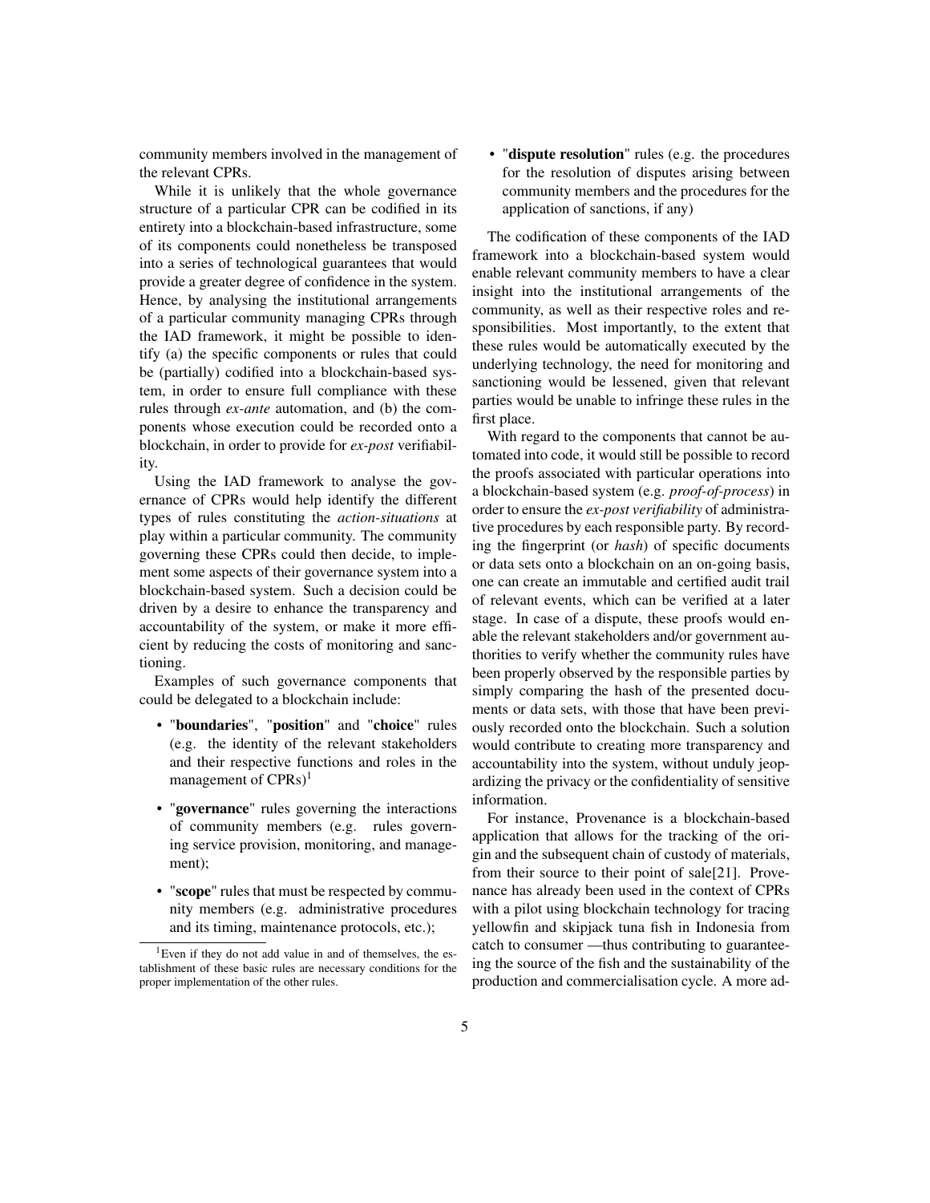community members involved in the management of the relevant CPRs.

While it is unlikely that the whole governance structure of a particular CPR can be codified in its entirety into a blockchain-based infrastructure, some of its components could nonetheless be transposed into a series of technological guarantees that would provide a greater degree of confidence in the system. Hence, by analysing the institutional arrangements of a particular community managing CPRs through the IAD framework, it might be possible to identify (a) the specific components or rules that could be (partially) codified into a blockchain-based system, in order to ensure full compliance with these rules through *ex-ante* automation, and (b) the components whose execution could be recorded onto a blockchain, in order to provide for *ex-post* verifiability.

Using the IAD framework to analyse the governance of CPRs would help identify the different types of rules constituting the *action-situations* at play within a particular community. The community governing these CPRs could then decide, to implement some aspects of their governance system into a blockchain-based system. Such a decision could be driven by a desire to enhance the transparency and accountability of the system, or make it more efficient by reducing the costs of monitoring and sanctioning.

Examples of such governance components that could be delegated to a blockchain include:

- "**boundaries**", "**position**" and "**choice**" rules (e.g. the identity of the relevant stakeholders and their respective functions and roles in the management of CPRs)[1]
- "**governance**" rules governing the interactions of community members (e.g. rules governing service provision, monitoring, and management);
- "**scope**" rules that must be respected by community members (e.g. administrative procedures and its timing, maintenance protocols, etc.);
- "**dispute resolution**" rules (e.g. the procedures for the resolution of disputes arising between community members and the procedures for the application of sanctions, if any)

The codification of these components of the IAD framework into a blockchain-based system would enable relevant community members to have a clear insight into the institutional arrangements of the community, as well as their respective roles and responsibilities. Most importantly, to the extent that these rules would be automatically executed by the underlying technology, the need for monitoring and sanctioning would be lessened, given that relevant parties would be unable to infringe these rules in the first place.

With regard to the components that cannot be automated into code, it would still be possible to record the proofs associated with particular operations into a blockchain-based system (e.g. *proof-of-process*) in order to ensure the *ex-post verifiability* of administrative procedures by each responsible party. By recording the fingerprint (or *hash*) of specific documents or data sets onto a blockchain on an on-going basis, one can create an immutable and certified audit trail of relevant events, which can be verified at a later stage. In case of a dispute, these proofs would enable the relevant stakeholders and/or government authorities to verify whether the community rules have been properly observed by the responsible parties by simply comparing the hash of the presented documents or data sets, with those that have been previously recorded onto the blockchain. Such a solution would contribute to creating more transparency and accountability into the system, without unduly jeopardizing the privacy or the confidentiality of sensitive information.

For instance, Provenance is a blockchain-based application that allows for the tracking of the origin and the subsequent chain of custody of materials, from their source to their point of sale[21]. Provenance has already been used in the context of CPRs with a pilot using blockchain technology for tracing yellowfin and skipjack tuna fish in Indonesia from catch to consumer —thus contributing to guaranteeing the source of the fish and the sustainability of the production and commercialisation cycle. A more ad-

[1] Even if they do not add value in and of themselves, the establishment of these basic rules are necessary conditions for the proper implementation of the other rules.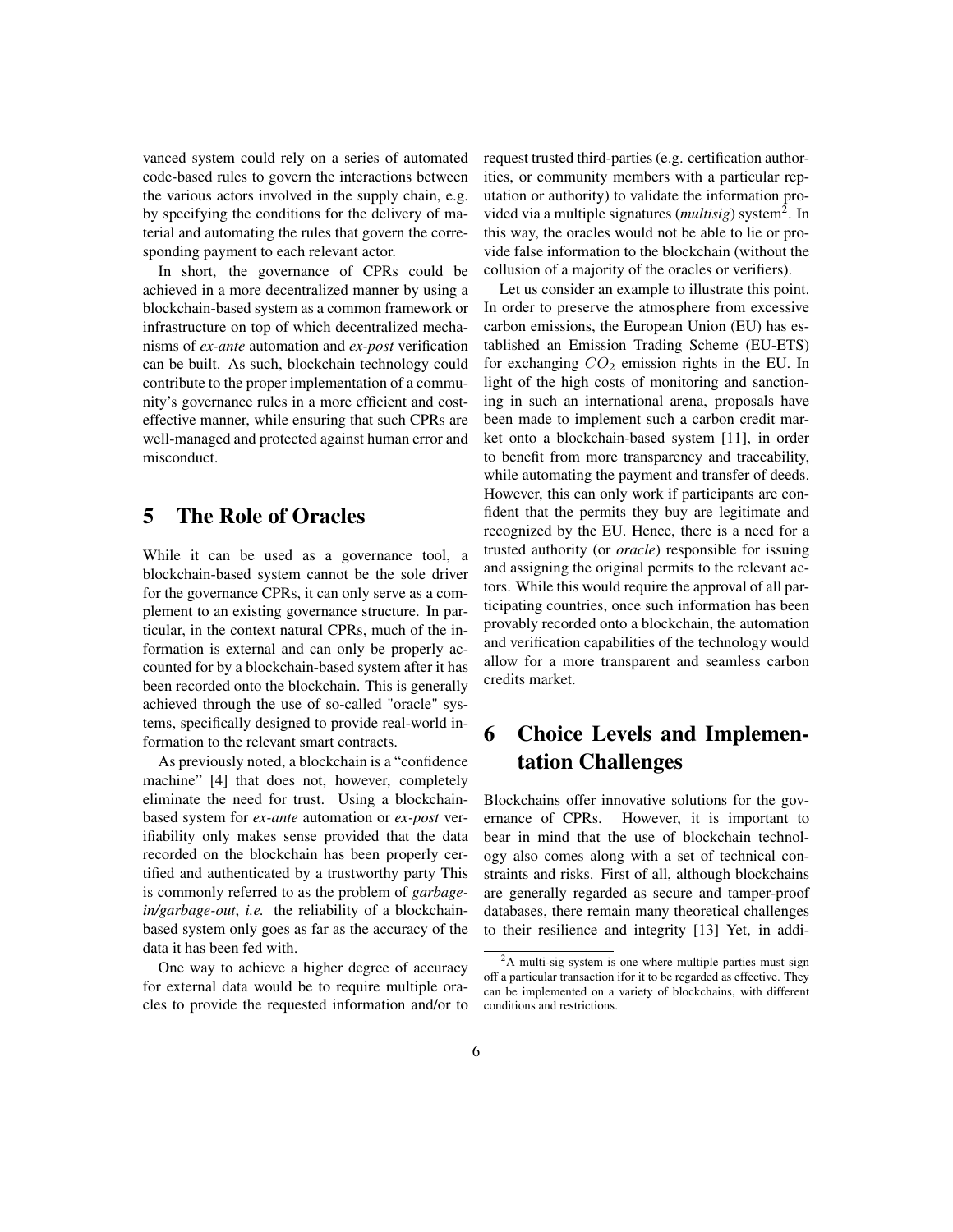vanced system could rely on a series of automated code-based rules to govern the interactions between the various actors involved in the supply chain, e.g. by specifying the conditions for the delivery of material and automating the rules that govern the corresponding payment to each relevant actor.

In short, the governance of CPRs could be achieved in a more decentralized manner by using a blockchain-based system as a common framework or infrastructure on top of which decentralized mechanisms of *ex-ante* automation and *ex-post* verification can be built. As such, blockchain technology could contribute to the proper implementation of a community's governance rules in a more efficient and cost-effective manner, while ensuring that such CPRs are well-managed and protected against human error and misconduct.

## 5 The Role of Oracles

While it can be used as a governance tool, a blockchain-based system cannot be the sole driver for the governance CPRs, it can only serve as a complement to an existing governance structure. In particular, in the context natural CPRs, much of the information is external and can only be properly accounted for by a blockchain-based system after it has been recorded onto the blockchain. This is generally achieved through the use of so-called "oracle" systems, specifically designed to provide real-world information to the relevant smart contracts.

As previously noted, a blockchain is a "confidence machine" [4] that does not, however, completely eliminate the need for trust. Using a blockchain-based system for *ex-ante* automation or *ex-post* verifiability only makes sense provided that the data recorded on the blockchain has been properly certified and authenticated by a trustworthy party This is commonly referred to as the problem of *garbage-in/garbage-out*, *i.e.* the reliability of a blockchain-based system only goes as far as the accuracy of the data it has been fed with.

One way to achieve a higher degree of accuracy for external data would be to require multiple oracles to provide the requested information and/or to request trusted third-parties (e.g. certification authorities, or community members with a particular reputation or authority) to validate the information provided via a multiple signatures (*multisig*) system[2]. In this way, the oracles would not be able to lie or provide false information to the blockchain (without the collusion of a majority of the oracles or verifiers).

Let us consider an example to illustrate this point. In order to preserve the atmosphere from excessive carbon emissions, the European Union (EU) has established an Emission Trading Scheme (EU-ETS) for exchanging $CO_2$ emission rights in the EU. In light of the high costs of monitoring and sanctioning in such an international arena, proposals have been made to implement such a carbon credit market onto a blockchain-based system [11], in order to benefit from more transparency and traceability, while automating the payment and transfer of deeds. However, this can only work if participants are confident that the permits they buy are legitimate and recognized by the EU. Hence, there is a need for a trusted authority (or *oracle*) responsible for issuing and assigning the original permits to the relevant actors. While this would require the approval of all participating countries, once such information has been provably recorded onto a blockchain, the automation and verification capabilities of the technology would allow for a more transparent and seamless carbon credits market.

## 6 Choice Levels and Implementation Challenges

Blockchains offer innovative solutions for the governance of CPRs. However, it is important to bear in mind that the use of blockchain technology also comes along with a set of technical constraints and risks. First of all, although blockchains are generally regarded as secure and tamper-proof databases, there remain many theoretical challenges to their resilience and integrity [13] Yet, in addi-

[2] A multi-sig system is one where multiple parties must sign off a particular transaction ifor it to be regarded as effective. They can be implemented on a variety of blockchains, with different conditions and restrictions.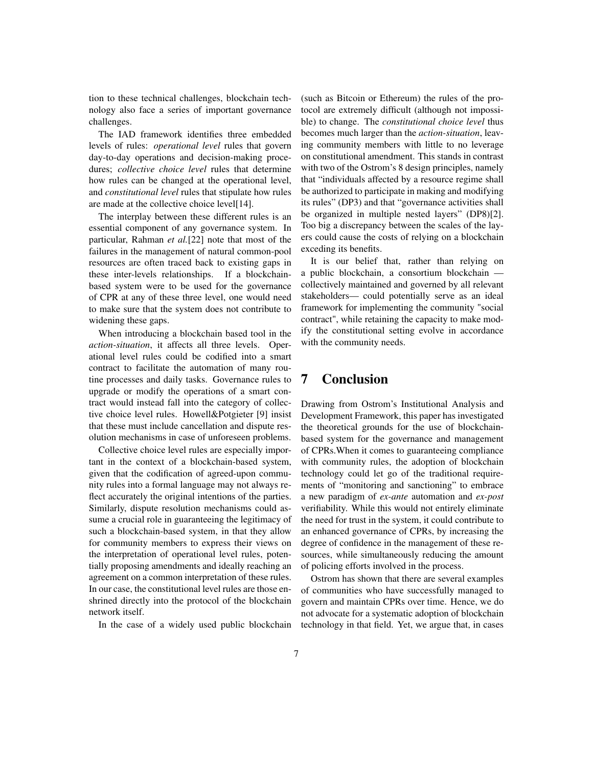tion to these technical challenges, blockchain technology also face a series of important governance challenges.

The IAD framework identifies three embedded levels of rules: *operational level* rules that govern day-to-day operations and decision-making procedures; *collective choice level* rules that determine how rules can be changed at the operational level, and *constitutional level* rules that stipulate how rules are made at the collective choice level[14].

The interplay between these different rules is an essential component of any governance system. In particular, Rahman *et al.*[22] note that most of the failures in the management of natural common-pool resources are often traced back to existing gaps in these inter-levels relationships. If a blockchain-based system were to be used for the governance of CPR at any of these three level, one would need to make sure that the system does not contribute to widening these gaps.

When introducing a blockchain based tool in the *action-situation*, it affects all three levels. Operational level rules could be codified into a smart contract to facilitate the automation of many routine processes and daily tasks. Governance rules to upgrade or modify the operations of a smart contract would instead fall into the category of collective choice level rules. Howell&Potgieter [9] insist that these must include cancellation and dispute resolution mechanisms in case of unforeseen problems.

Collective choice level rules are especially important in the context of a blockchain-based system, given that the codification of agreed-upon community rules into a formal language may not always reflect accurately the original intentions of the parties. Similarly, dispute resolution mechanisms could assume a crucial role in guaranteeing the legitimacy of such a blockchain-based system, in that they allow for community members to express their views on the interpretation of operational level rules, potentially proposing amendments and ideally reaching an agreement on a common interpretation of these rules. In our case, the constitutional level rules are those enshrined directly into the protocol of the blockchain network itself.

In the case of a widely used public blockchain (such as Bitcoin or Ethereum) the rules of the protocol are extremely difficult (although not impossible) to change. The *constitutional choice level* thus becomes much larger than the *action-situation*, leaving community members with little to no leverage on constitutional amendment. This stands in contrast with two of the Ostrom's 8 design principles, namely that "individuals affected by a resource regime shall be authorized to participate in making and modifying its rules" (DP3) and that "governance activities shall be organized in multiple nested layers" (DP8)[2]. Too big a discrepancy between the scales of the layers could cause the costs of relying on a blockchain exceding its benefits.

It is our belief that, rather than relying on a public blockchain, a consortium blockchain — collectively maintained and governed by all relevant stakeholders— could potentially serve as an ideal framework for implementing the community "social contract", while retaining the capacity to make modify the constitutional setting evolve in accordance with the community needs.

## 7 Conclusion

Drawing from Ostrom's Institutional Analysis and Development Framework, this paper has investigated the theoretical grounds for the use of blockchain-based system for the governance and management of CPRs.When it comes to guaranteeing compliance with community rules, the adoption of blockchain technology could let go of the traditional requirements of "monitoring and sanctioning" to embrace a new paradigm of *ex-ante* automation and *ex-post* verifiability. While this would not entirely eliminate the need for trust in the system, it could contribute to an enhanced governance of CPRs, by increasing the degree of confidence in the management of these resources, while simultaneously reducing the amount of policing efforts involved in the process.

Ostrom has shown that there are several examples of communities who have successfully managed to govern and maintain CPRs over time. Hence, we do not advocate for a systematic adoption of blockchain technology in that field. Yet, we argue that, in cases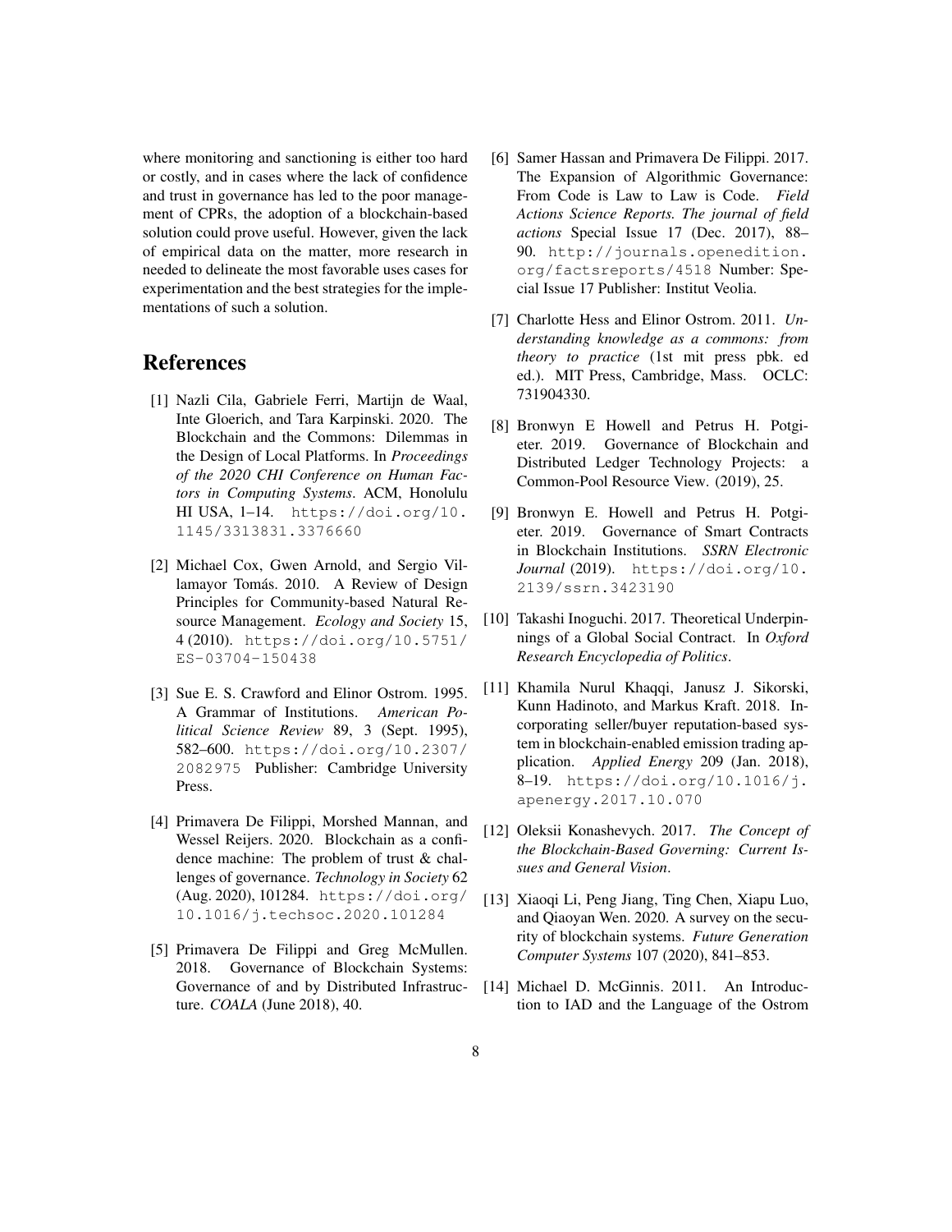where monitoring and sanctioning is either too hard or costly, and in cases where the lack of confidence and trust in governance has led to the poor management of CPRs, the adoption of a blockchain-based solution could prove useful. However, given the lack of empirical data on the matter, more research in needed to delineate the most favorable uses cases for experimentation and the best strategies for the implementations of such a solution.

# References

[1] Nazli Cila, Gabriele Ferri, Martijn de Waal, Inte Gloerich, and Tara Karpinski. 2020. The Blockchain and the Commons: Dilemmas in the Design of Local Platforms. In *Proceedings of the 2020 CHI Conference on Human Factors in Computing Systems*. ACM, Honolulu HI USA, 1–14. https://doi.org/10.1145/3313831.3376660

[2] Michael Cox, Gwen Arnold, and Sergio Villamayor Tomás. 2010. A Review of Design Principles for Community-based Natural Resource Management. *Ecology and Society* 15, 4 (2010). https://doi.org/10.5751/ES-03704-150438

[3] Sue E. S. Crawford and Elinor Ostrom. 1995. A Grammar of Institutions. *American Political Science Review* 89, 3 (Sept. 1995), 582–600. https://doi.org/10.2307/2082975 Publisher: Cambridge University Press.

[4] Primavera De Filippi, Morshed Mannan, and Wessel Reijers. 2020. Blockchain as a confidence machine: The problem of trust & challenges of governance. *Technology in Society* 62 (Aug. 2020), 101284. https://doi.org/10.1016/j.techsoc.2020.101284

[5] Primavera De Filippi and Greg McMullen. 2018. Governance of Blockchain Systems: Governance of and by Distributed Infrastructure. *COALA* (June 2018), 40.

[6] Samer Hassan and Primavera De Filippi. 2017. The Expansion of Algorithmic Governance: From Code is Law to Law is Code. *Field Actions Science Reports. The journal of field actions* Special Issue 17 (Dec. 2017), 88–90. http://journals.openedition.org/factsreports/4518 Number: Special Issue 17 Publisher: Institut Veolia.

[7] Charlotte Hess and Elinor Ostrom. 2011. *Understanding knowledge as a commons: from theory to practice* (1st mit press pbk. ed ed.). MIT Press, Cambridge, Mass. OCLC: 731904330.

[8] Bronwyn E Howell and Petrus H. Potgieter. 2019. Governance of Blockchain and Distributed Ledger Technology Projects: a Common-Pool Resource View. (2019), 25.

[9] Bronwyn E. Howell and Petrus H. Potgieter. 2019. Governance of Smart Contracts in Blockchain Institutions. *SSRN Electronic Journal* (2019). https://doi.org/10.2139/ssrn.3423190

[10] Takashi Inoguchi. 2017. Theoretical Underpinnings of a Global Social Contract. In *Oxford Research Encyclopedia of Politics*.

[11] Khamila Nurul Khaqqi, Janusz J. Sikorski, Kunn Hadinoto, and Markus Kraft. 2018. Incorporating seller/buyer reputation-based system in blockchain-enabled emission trading application. *Applied Energy* 209 (Jan. 2018), 8–19. https://doi.org/10.1016/j.apenergy.2017.10.070

[12] Oleksii Konashevych. 2017. *The Concept of the Blockchain-Based Governing: Current Issues and General Vision*.

[13] Xiaoqi Li, Peng Jiang, Ting Chen, Xiapu Luo, and Qiaoyan Wen. 2020. A survey on the security of blockchain systems. *Future Generation Computer Systems* 107 (2020), 841–853.

[14] Michael D. McGinnis. 2011. An Introduction to IAD and the Language of the Ostrom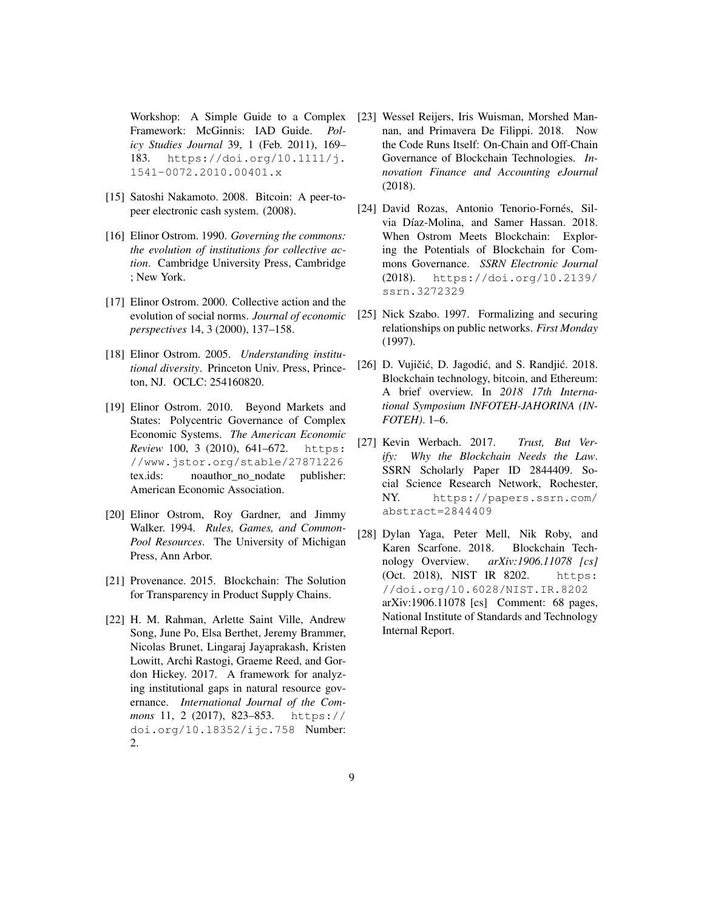Workshop: A Simple Guide to a Complex Framework: McGinnis: IAD Guide. *Policy Studies Journal* 39, 1 (Feb. 2011), 169–183. https://doi.org/10.1111/j.1541-0072.2010.00401.x

[15] Satoshi Nakamoto. 2008. Bitcoin: A peer-to-peer electronic cash system. (2008).

[16] Elinor Ostrom. 1990. *Governing the commons: the evolution of institutions for collective action*. Cambridge University Press, Cambridge ; New York.

[17] Elinor Ostrom. 2000. Collective action and the evolution of social norms. *Journal of economic perspectives* 14, 3 (2000), 137–158.

[18] Elinor Ostrom. 2005. *Understanding institutional diversity*. Princeton Univ. Press, Princeton, NJ. OCLC: 254160820.

[19] Elinor Ostrom. 2010. Beyond Markets and States: Polycentric Governance of Complex Economic Systems. *The American Economic Review* 100, 3 (2010), 641–672. https://www.jstor.org/stable/27871226 tex.ids: noauthor_no_nodate publisher: American Economic Association.

[20] Elinor Ostrom, Roy Gardner, and Jimmy Walker. 1994. *Rules, Games, and Common-Pool Resources*. The University of Michigan Press, Ann Arbor.

[21] Provenance. 2015. Blockchain: The Solution for Transparency in Product Supply Chains.

[22] H. M. Rahman, Arlette Saint Ville, Andrew Song, June Po, Elsa Berthet, Jeremy Brammer, Nicolas Brunet, Lingaraj Jayaprakash, Kristen Lowitt, Archi Rastogi, Graeme Reed, and Gordon Hickey. 2017. A framework for analyzing institutional gaps in natural resource governance. *International Journal of the Commons* 11, 2 (2017), 823–853. https://doi.org/10.18352/ijc.758 Number: 2.

[23] Wessel Reijers, Iris Wuisman, Morshed Mannan, and Primavera De Filippi. 2018. Now the Code Runs Itself: On-Chain and Off-Chain Governance of Blockchain Technologies. *Innovation Finance and Accounting eJournal* (2018).

[24] David Rozas, Antonio Tenorio-Fornés, Silvia Díaz-Molina, and Samer Hassan. 2018. When Ostrom Meets Blockchain: Exploring the Potentials of Blockchain for Commons Governance. *SSRN Electronic Journal* (2018). https://doi.org/10.2139/ssrn.3272329

[25] Nick Szabo. 1997. Formalizing and securing relationships on public networks. *First Monday* (1997).

[26] D. Vujičić, D. Jagodić, and S. Randjić. 2018. Blockchain technology, bitcoin, and Ethereum: A brief overview. In *2018 17th International Symposium INFOTEH-JAHORINA (INFOTEH)*. 1–6.

[27] Kevin Werbach. 2017. *Trust, But Verify: Why the Blockchain Needs the Law*. SSRN Scholarly Paper ID 2844409. Social Science Research Network, Rochester, NY. https://papers.ssrn.com/abstract=2844409

[28] Dylan Yaga, Peter Mell, Nik Roby, and Karen Scarfone. 2018. Blockchain Technology Overview. *arXiv:1906.11078 [cs]* (Oct. 2018), NIST IR 8202. https://doi.org/10.6028/NIST.IR.8202 arXiv:1906.11078 [cs] Comment: 68 pages, National Institute of Standards and Technology Internal Report.